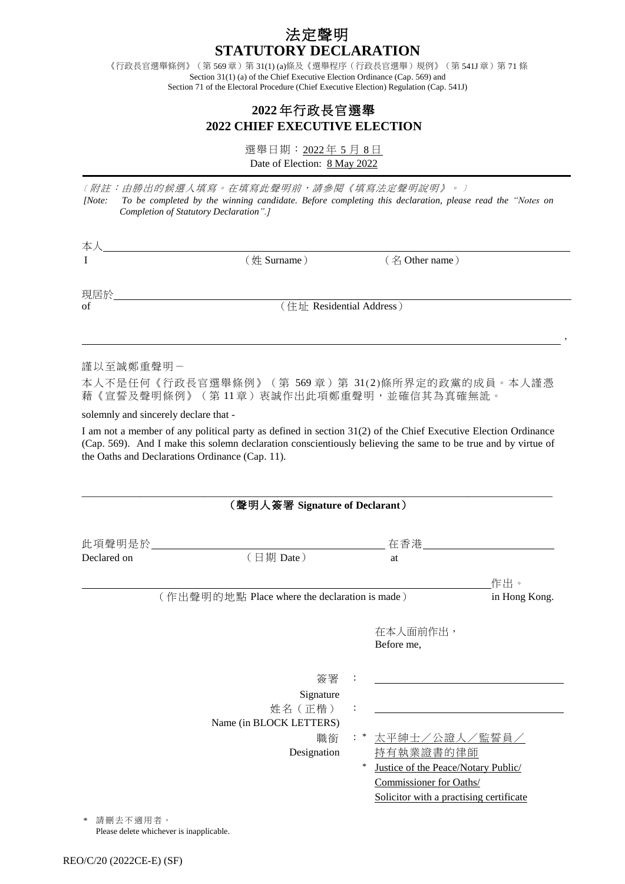# 法定聲明
# STATUTORY DECLARATION

《行政長官選舉條例》（第 569 章）第 31(1) (a)條及《選舉程序（行政長官選舉）規例》（第 541J 章）第 71 條
Section 31(1) (a) of the Chief Executive Election Ordinance (Cap. 569) and
Section 71 of the Electoral Procedure (Chief Executive Election) Regulation (Cap. 541J)

## 2022 年行政長官選舉
## 2022 CHIEF EXECUTIVE ELECTION

選舉日期：2022 年 5 月 8 日
Date of Election: 8 May 2022

---

*〔附註：由勝出的候選人填寫。在填寫此聲明前，請參閱《填寫法定聲明說明》。〕*
*[Note: To be completed by the winning candidate. Before completing this declaration, please read the "Notes on Completion of Statutory Declaration".]*

本人 ______________________________________________________
I　　　　（姓 Surname）　　　　（名 Other name）

現居於 ______________________________________________________
of　　　　（住址 Residential Address）

______________________________________________________ ,

謹以至誠鄭重聲明－

本人不是任何《行政長官選舉條例》（第 569 章）第 31(2)條所界定的政黨的成員。本人謹憑藉《宣誓及聲明條例》（第 11 章）衷誠作出此項鄭重聲明，並確信其為真確無訛。

solemnly and sincerely declare that -

I am not a member of any political party as defined in section 31(2) of the Chief Executive Election Ordinance (Cap. 569). And I make this solemn declaration conscientiously believing the same to be true and by virtue of the Oaths and Declarations Ordinance (Cap. 11).

______________________________________________________
**（聲明人簽署 Signature of Declarant）**

此項聲明是於 ______________________ 在香港 ______________________
Declared on　　（日期 Date）　　at

______________________________________________________ 作出。
（作出聲明的地點 Place where the declaration is made）　　in Hong Kong.

在本人面前作出，
Before me,

簽署 Signature : ______________________

姓名（正楷） Name (in BLOCK LETTERS) : ______________________

職銜 Designation : * 太平紳士／公證人／監誓員／持有執業證書的律師
* Justice of the Peace/Notary Public/Commissioner for Oaths/Solicitor with a practising certificate

\* 請刪去不適用者。
Please delete whichever is inapplicable.

REO/C/20 (2022CE-E) (SF)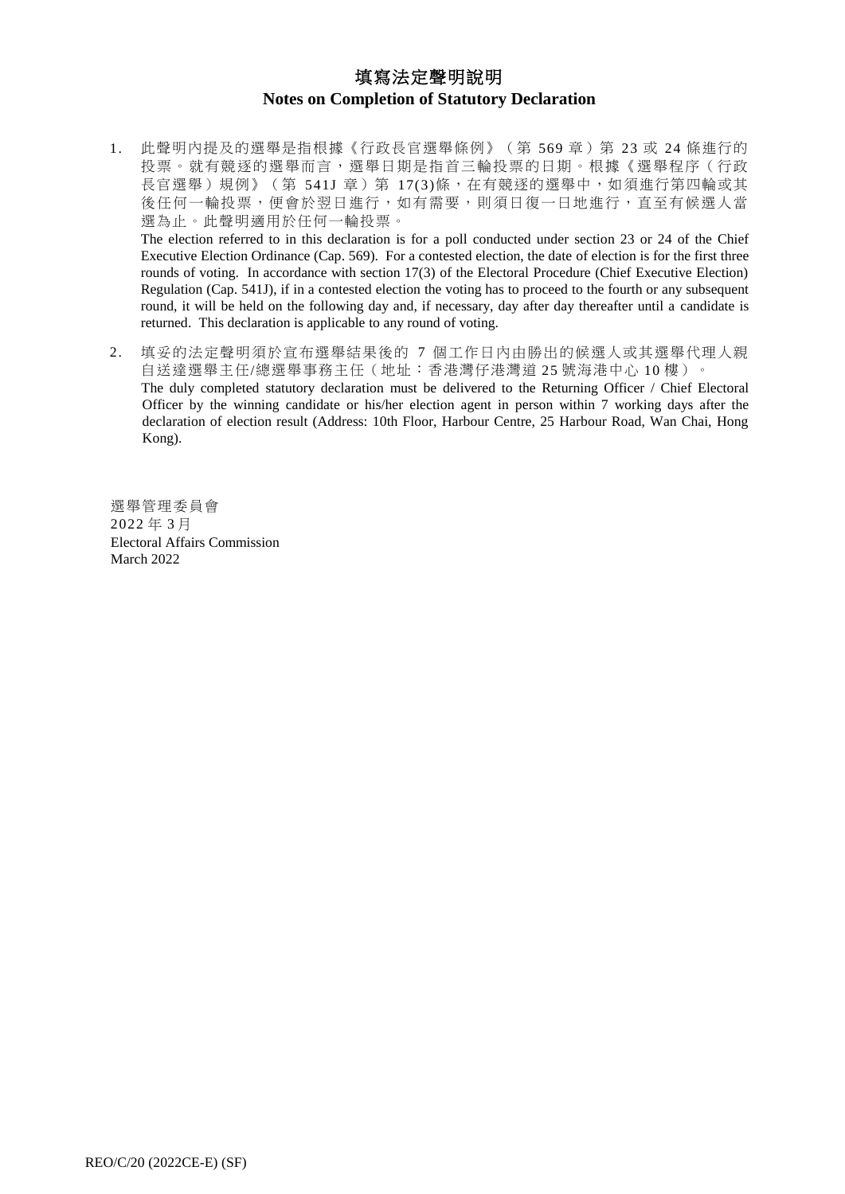# 填寫法定聲明說明
# Notes on Completion of Statutory Declaration

1. 此聲明內提及的選舉是指根據《行政長官選舉條例》（第 569 章）第 23 或 24 條進行的投票。就有競逐的選舉而言，選舉日期是指首三輪投票的日期。根據《選舉程序（行政長官選舉）規例》（第 541J 章）第 17(3)條，在有競逐的選舉中，如須進行第四輪或其後任何一輪投票，便會於翌日進行，如有需要，則須日復一日地進行，直至有候選人當選為止。此聲明適用於任何一輪投票。
   The election referred to in this declaration is for a poll conducted under section 23 or 24 of the Chief Executive Election Ordinance (Cap. 569). For a contested election, the date of election is for the first three rounds of voting. In accordance with section 17(3) of the Electoral Procedure (Chief Executive Election) Regulation (Cap. 541J), if in a contested election the voting has to proceed to the fourth or any subsequent round, it will be held on the following day and, if necessary, day after day thereafter until a candidate is returned. This declaration is applicable to any round of voting.

2. 填妥的法定聲明須於宣布選舉結果後的 7 個工作日內由勝出的候選人或其選舉代理人親自送達選舉主任/總選舉事務主任（地址：香港灣仔港灣道 25 號海港中心 10 樓）。
   The duly completed statutory declaration must be delivered to the Returning Officer / Chief Electoral Officer by the winning candidate or his/her election agent in person within 7 working days after the declaration of election result (Address: 10th Floor, Harbour Centre, 25 Harbour Road, Wan Chai, Hong Kong).

選舉管理委員會
2022 年 3 月
Electoral Affairs Commission
March 2022

REO/C/20 (2022CE-E) (SF)